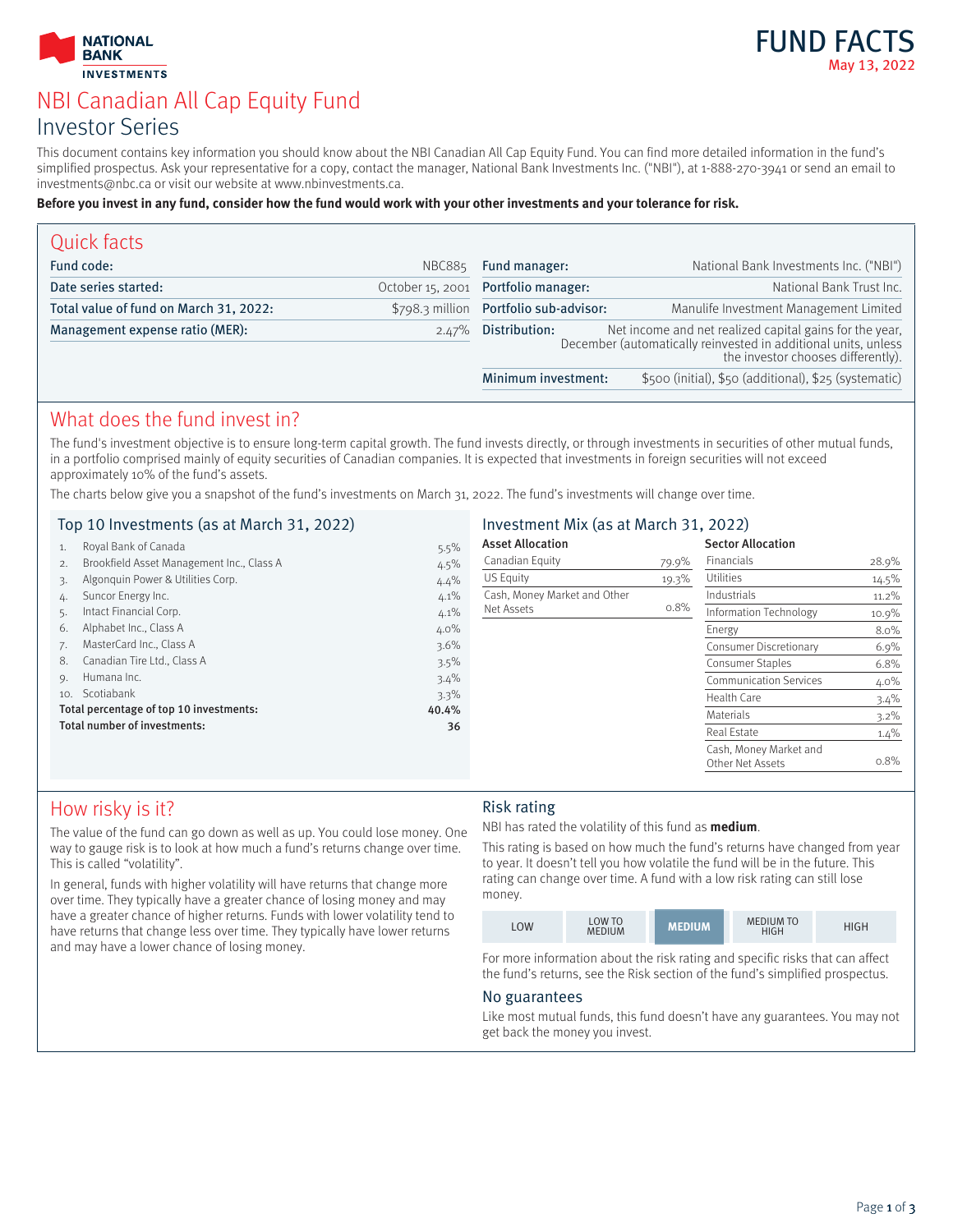NATIONAL BANK INVESTMENTS

# FUND FACTS

May 13, 2022

# NBI Canadian All Cap Equity Fund

## Investor Series

This document contains key information you should know about the NBI Canadian All Cap Equity Fund. You can find more detailed information in the fund's simplified prospectus. Ask your representative for a copy, contact the manager, National Bank Investments Inc. ("NBI"), at 1-888-270-3941 or send an email to investments@nbc.ca or visit our website at www.nbinvestments.ca.

**Before you invest in any fund, consider how the fund would work with your other investments and your tolerance for risk.**

## Quick facts

| | |
|---|---|
| **Fund code:** | NBC885 |
| **Date series started:** | October 15, 2001 |
| **Total value of fund on March 31, 2022:** | $798.3 million |
| **Management expense ratio (MER):** | 2.47% |
| **Fund manager:** | National Bank Investments Inc. ("NBI") |
| **Portfolio manager:** | National Bank Trust Inc. |
| **Portfolio sub-advisor:** | Manulife Investment Management Limited |
| **Distribution:** | Net income and net realized capital gains for the year, December (automatically reinvested in additional units, unless the investor chooses differently). |
| **Minimum investment:** | $500 (initial), $50 (additional), $25 (systematic) |

## What does the fund invest in?

The fund's investment objective is to ensure long-term capital growth. The fund invests directly, or through investments in securities of other mutual funds, in a portfolio comprised mainly of equity securities of Canadian companies. It is expected that investments in foreign securities will not exceed approximately 10% of the fund's assets.

The charts below give you a snapshot of the fund's investments on March 31, 2022. The fund's investments will change over time.

### Top 10 Investments (as at March 31, 2022)

| | | |
|---|---|---|
| 1. | Royal Bank of Canada | 5.5% |
| 2. | Brookfield Asset Management Inc., Class A | 4.5% |
| 3. | Algonquin Power & Utilities Corp. | 4.4% |
| 4. | Suncor Energy Inc. | 4.1% |
| 5. | Intact Financial Corp. | 4.1% |
| 6. | Alphabet Inc., Class A | 4.0% |
| 7. | MasterCard Inc., Class A | 3.6% |
| 8. | Canadian Tire Ltd., Class A | 3.5% |
| 9. | Humana Inc. | 3.4% |
| 10. | Scotiabank | 3.3% |
| | **Total percentage of top 10 investments:** | **40.4%** |
| | **Total number of investments:** | **36** |

### Investment Mix (as at March 31, 2022)

**Asset Allocation**

| | |
|---|---|
| Canadian Equity | 79.9% |
| US Equity | 19.3% |
| Cash, Money Market and Other Net Assets | 0.8% |

**Sector Allocation**

| | |
|---|---|
| Financials | 28.9% |
| Utilities | 14.5% |
| Industrials | 11.2% |
| Information Technology | 10.9% |
| Energy | 8.0% |
| Consumer Discretionary | 6.9% |
| Consumer Staples | 6.8% |
| Communication Services | 4.0% |
| Health Care | 3.4% |
| Materials | 3.2% |
| Real Estate | 1.4% |
| Cash, Money Market and Other Net Assets | 0.8% |

## How risky is it?

The value of the fund can go down as well as up. You could lose money. One way to gauge risk is to look at how much a fund's returns change over time. This is called "volatility".

In general, funds with higher volatility will have returns that change more over time. They typically have a greater chance of losing money and may have a greater chance of higher returns. Funds with lower volatility tend to have returns that change less over time. They typically have lower returns and may have a lower chance of losing money.

### Risk rating

NBI has rated the volatility of this fund as **medium**.

This rating is based on how much the fund's returns have changed from year to year. It doesn't tell you how volatile the fund will be in the future. This rating can change over time. A fund with a low risk rating can still lose money.

| LOW | LOW TO MEDIUM | **MEDIUM** | MEDIUM TO HIGH | HIGH |
|---|---|---|---|---|

For more information about the risk rating and specific risks that can affect the fund's returns, see the Risk section of the fund's simplified prospectus.

### No guarantees

Like most mutual funds, this fund doesn't have any guarantees. You may not get back the money you invest.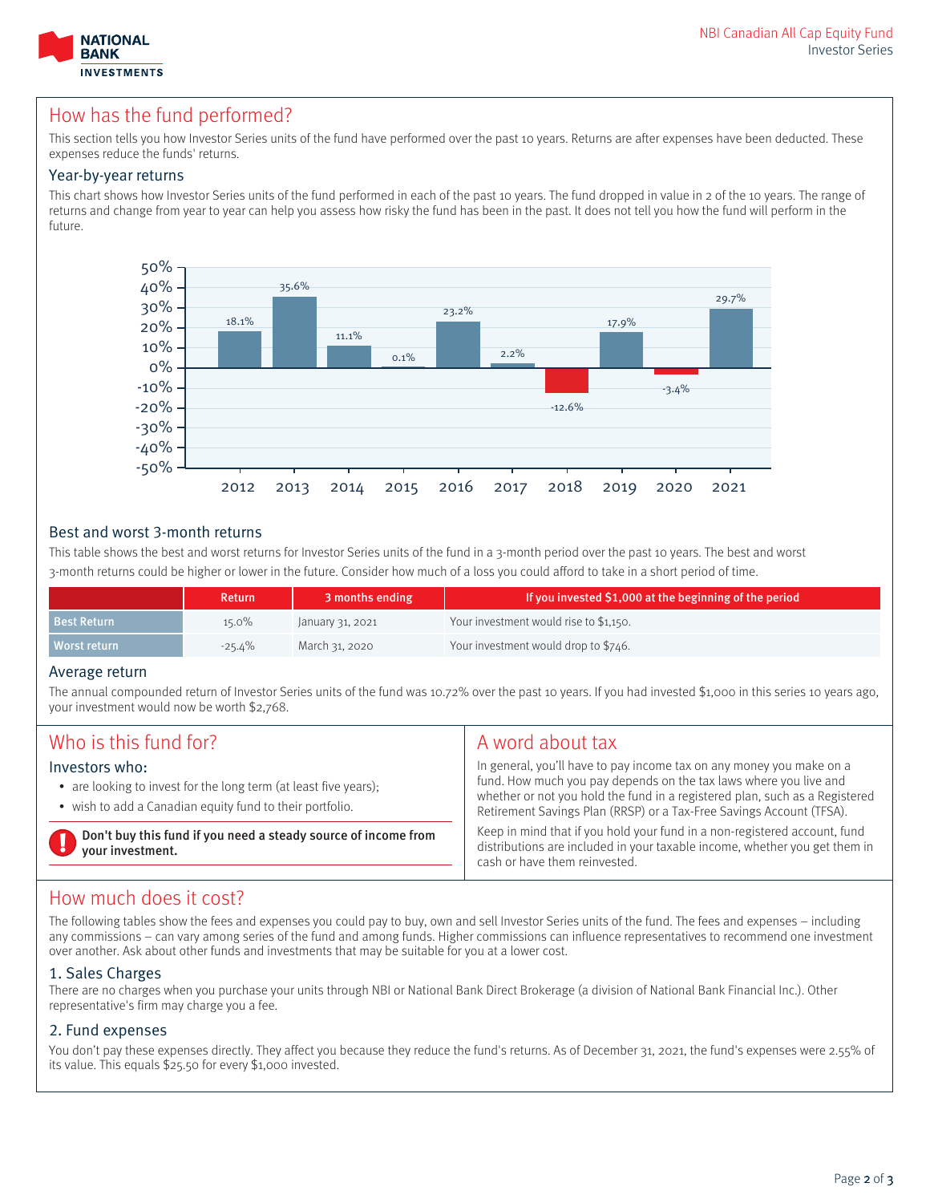## How has the fund performed?

This section tells you how Investor Series units of the fund have performed over the past 10 years. Returns are after expenses have been deducted. These expenses reduce the funds' returns.

### Year-by-year returns

This chart shows how Investor Series units of the fund performed in each of the past 10 years. The fund dropped in value in 2 of the 10 years. The range of returns and change from year to year can help you assess how risky the fund has been in the past. It does not tell you how the fund will perform in the future.

| Year | Return |
|---|---|
| 2012 | 18.1% |
| 2013 | 35.6% |
| 2014 | 11.1% |
| 2015 | 0.1% |
| 2016 | 23.2% |
| 2017 | 2.2% |
| 2018 | -12.6% |
| 2019 | 17.9% |
| 2020 | -3.4% |
| 2021 | 29.7% |

### Best and worst 3-month returns

This table shows the best and worst returns for Investor Series units of the fund in a 3-month period over the past 10 years. The best and worst 3-month returns could be higher or lower in the future. Consider how much of a loss you could afford to take in a short period of time.

| | Return | 3 months ending | If you invested $1,000 at the beginning of the period |
|---|---|---|---|
| Best Return | 15.0% | January 31, 2021 | Your investment would rise to $1,150. |
| Worst return | -25.4% | March 31, 2020 | Your investment would drop to $746. |

### Average return

The annual compounded return of Investor Series units of the fund was 10.72% over the past 10 years. If you had invested $1,000 in this series 10 years ago, your investment would now be worth $2,768.

## Who is this fund for?

### Investors who:

- are looking to invest for the long term (at least five years);
- wish to add a Canadian equity fund to their portfolio.

**Don't buy this fund if you need a steady source of income from your investment.**

## A word about tax

In general, you'll have to pay income tax on any money you make on a fund. How much you pay depends on the tax laws where you live and whether or not you hold the fund in a registered plan, such as a Registered Retirement Savings Plan (RRSP) or a Tax-Free Savings Account (TFSA).

Keep in mind that if you hold your fund in a non-registered account, fund distributions are included in your taxable income, whether you get them in cash or have them reinvested.

## How much does it cost?

The following tables show the fees and expenses you could pay to buy, own and sell Investor Series units of the fund. The fees and expenses – including any commissions – can vary among series of the fund and among funds. Higher commissions can influence representatives to recommend one investment over another. Ask about other funds and investments that may be suitable for you at a lower cost.

### 1. Sales Charges

There are no charges when you purchase your units through NBI or National Bank Direct Brokerage (a division of National Bank Financial Inc.). Other representative's firm may charge you a fee.

### 2. Fund expenses

You don't pay these expenses directly. They affect you because they reduce the fund's returns. As of December 31, 2021, the fund's expenses were 2.55% of its value. This equals $25.50 for every $1,000 invested.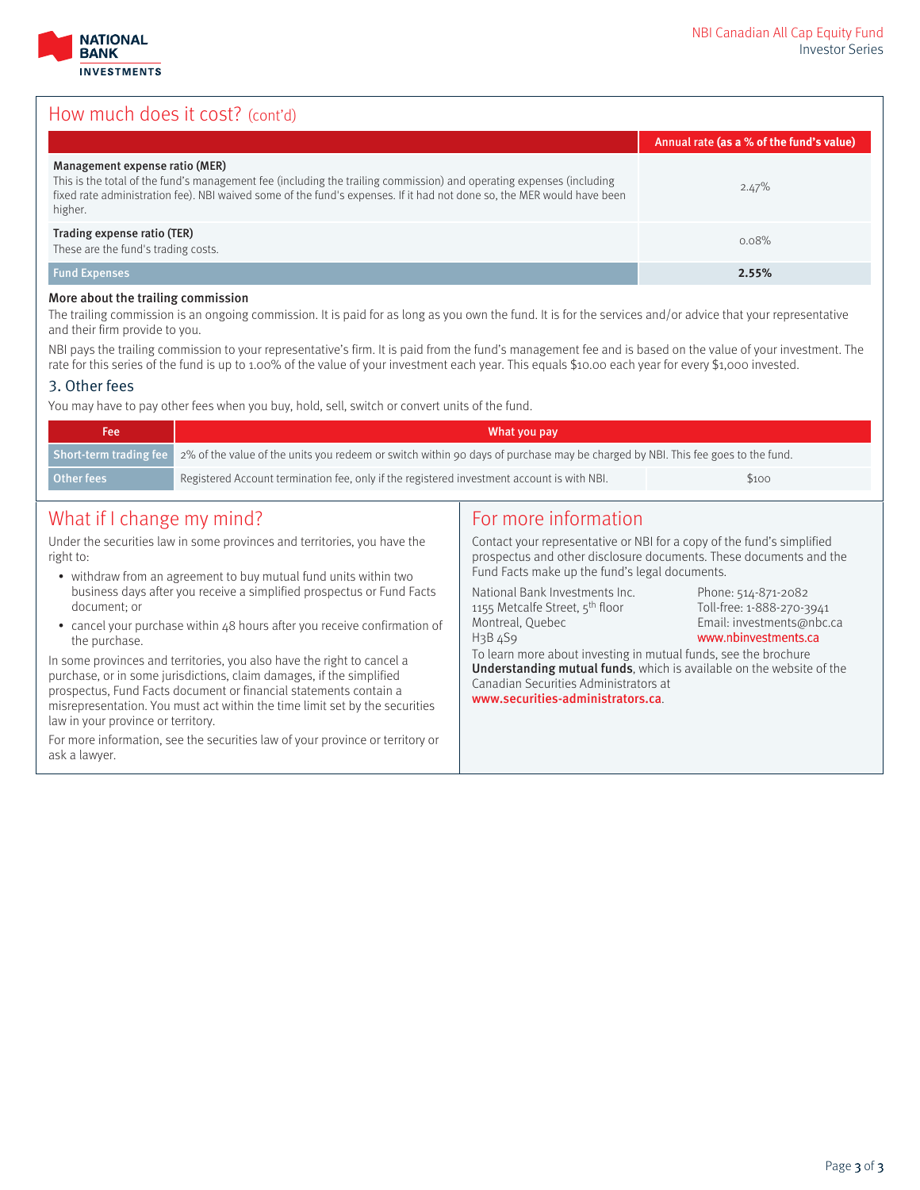## How much does it cost? (cont'd)

| | Annual rate (as a % of the fund's value) |
|---|---|
| **Management expense ratio (MER)**<br>This is the total of the fund's management fee (including the trailing commission) and operating expenses (including fixed rate administration fee). NBI waived some of the fund's expenses. If it had not done so, the MER would have been higher. | 2.47% |
| **Trading expense ratio (TER)**<br>These are the fund's trading costs. | 0.08% |
| **Fund Expenses** | **2.55%** |

**More about the trailing commission**

The trailing commission is an ongoing commission. It is paid for as long as you own the fund. It is for the services and/or advice that your representative and their firm provide to you.

NBI pays the trailing commission to your representative's firm. It is paid from the fund's management fee and is based on the value of your investment. The rate for this series of the fund is up to 1.00% of the value of your investment each year. This equals $10.00 each year for every $1,000 invested.

### 3. Other fees

You may have to pay other fees when you buy, hold, sell, switch or convert units of the fund.

| Fee | What you pay | |
|---|---|---|
| Short-term trading fee | 2% of the value of the units you redeem or switch within 90 days of purchase may be charged by NBI. This fee goes to the fund. | |
| Other fees | Registered Account termination fee, only if the registered investment account is with NBI. | $100 |

## What if I change my mind?

Under the securities law in some provinces and territories, you have the right to:

- withdraw from an agreement to buy mutual fund units within two business days after you receive a simplified prospectus or Fund Facts document; or
- cancel your purchase within 48 hours after you receive confirmation of the purchase.

In some provinces and territories, you also have the right to cancel a purchase, or in some jurisdictions, claim damages, if the simplified prospectus, Fund Facts document or financial statements contain a misrepresentation. You must act within the time limit set by the securities law in your province or territory.

For more information, see the securities law of your province or territory or ask a lawyer.

## For more information

Contact your representative or NBI for a copy of the fund's simplified prospectus and other disclosure documents. These documents and the Fund Facts make up the fund's legal documents.

National Bank Investments Inc.
1155 Metcalfe Street, 5th floor
Montreal, Quebec
H3B 4S9

Phone: 514-871-2082
Toll-free: 1-888-270-3941
Email: investments@nbc.ca
www.nbinvestments.ca

To learn more about investing in mutual funds, see the brochure **Understanding mutual funds**, which is available on the website of the Canadian Securities Administrators at **www.securities-administrators.ca**.